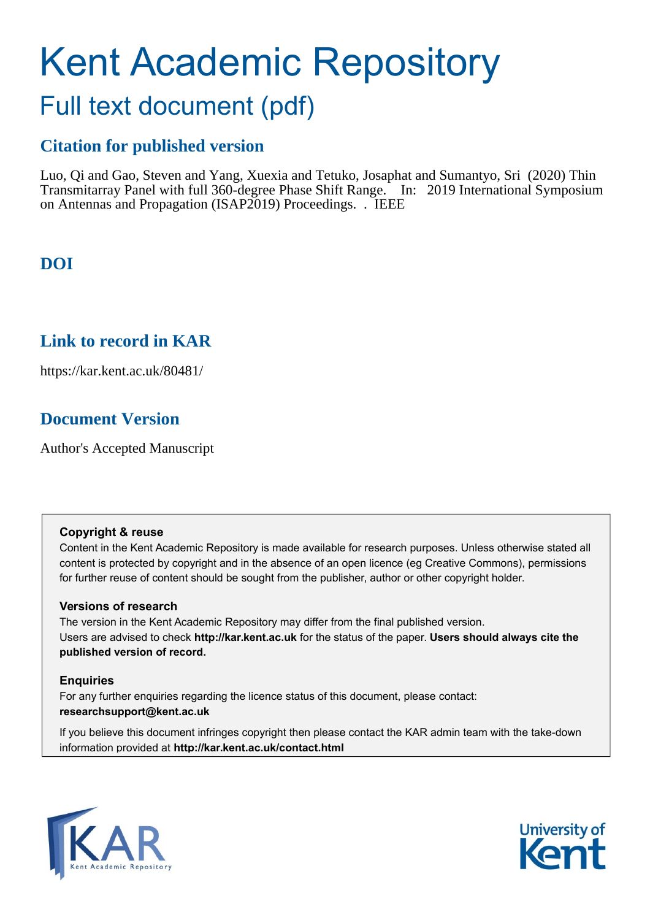# Kent Academic Repository

## Full text document (pdf)

### Citation for published version

Luo, Qi and Gao, Steven and Yang, Xuexia and Tetuko, Josaphat and Sumantyo, Sri (2020) Thin Transmitarray Panel with full 360-degree Phase Shift Range. In: 2019 International Symposium on Antennas and Propagation (ISAP2019) Proceedings. . IEEE

### DOI

### Link to record in KAR

https://kar.kent.ac.uk/80481/

### Document Version

Author's Accepted Manuscript

**Copyright & reuse**

Content in the Kent Academic Repository is made available for research purposes. Unless otherwise stated all content is protected by copyright and in the absence of an open licence (eg Creative Commons), permissions for further reuse of content should be sought from the publisher, author or other copyright holder.

**Versions of research**

The version in the Kent Academic Repository may differ from the final published version. Users are advised to check **http://kar.kent.ac.uk** for the status of the paper. **Users should always cite the published version of record.**

**Enquiries**

For any further enquiries regarding the licence status of this document, please contact: **researchsupport@kent.ac.uk**

If you believe this document infringes copyright then please contact the KAR admin team with the take-down information provided at **http://kar.kent.ac.uk/contact.html**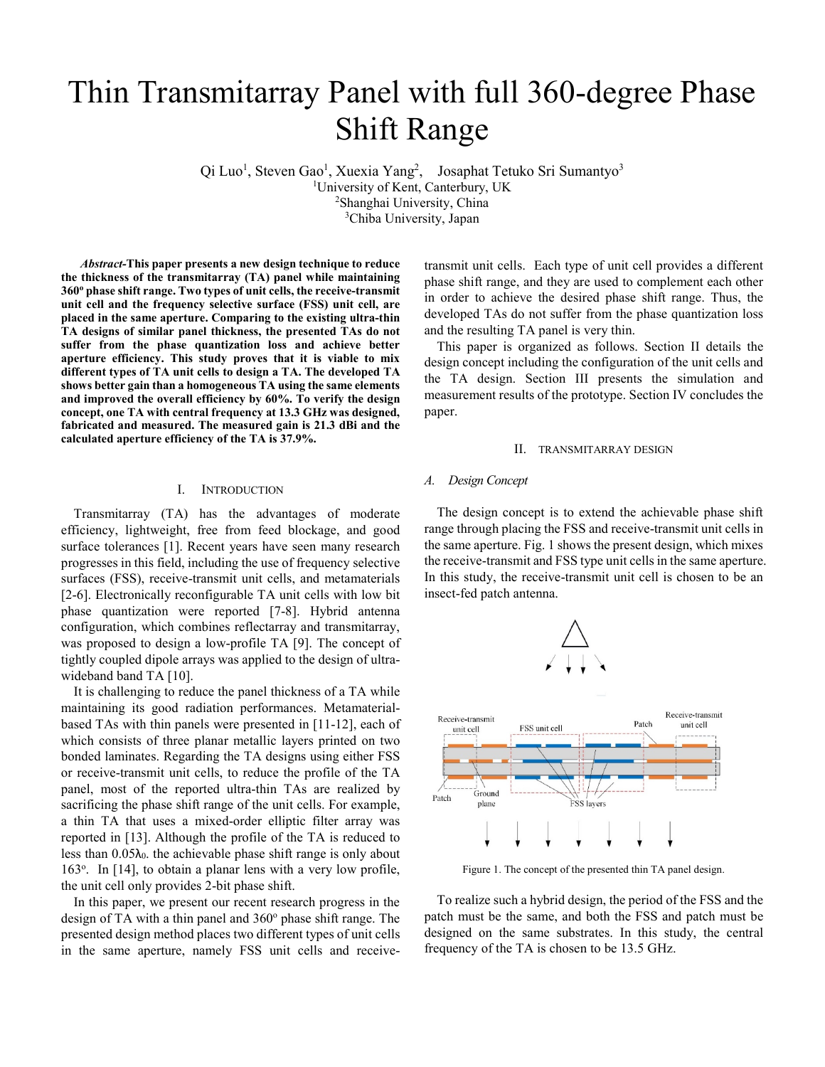# Thin Transmitarray Panel with full 360-degree Phase Shift Range

Qi Luo[1], Steven Gao[1], Xuexia Yang[2], Josaphat Tetuko Sri Sumantyo[3]

[1]University of Kent, Canterbury, UK
[2]Shanghai University, China
[3]Chiba University, Japan

***Abstract*-This paper presents a new design technique to reduce the thickness of the transmitarray (TA) panel while maintaining 360º phase shift range. Two types of unit cells, the receive-transmit unit cell and the frequency selective surface (FSS) unit cell, are placed in the same aperture. Comparing to the existing ultra-thin TA designs of similar panel thickness, the presented TAs do not suffer from the phase quantization loss and achieve better aperture efficiency. This study proves that it is viable to mix different types of TA unit cells to design a TA. The developed TA shows better gain than a homogeneous TA using the same elements and improved the overall efficiency by 60%. To verify the design concept, one TA with central frequency at 13.3 GHz was designed, fabricated and measured. The measured gain is 21.3 dBi and the calculated aperture efficiency of the TA is 37.9%.**

## I. Introduction

Transmitarray (TA) has the advantages of moderate efficiency, lightweight, free from feed blockage, and good surface tolerances [1]. Recent years have seen many research progresses in this field, including the use of frequency selective surfaces (FSS), receive-transmit unit cells, and metamaterials [2-6]. Electronically reconfigurable TA unit cells with low bit phase quantization were reported [7-8]. Hybrid antenna configuration, which combines reflectarray and transmitarray, was proposed to design a low-profile TA [9]. The concept of tightly coupled dipole arrays was applied to the design of ultra-wideband band TA [10].

It is challenging to reduce the panel thickness of a TA while maintaining its good radiation performances. Metamaterial-based TAs with thin panels were presented in [11-12], each of which consists of three planar metallic layers printed on two bonded laminates. Regarding the TA designs using either FSS or receive-transmit unit cells, to reduce the profile of the TA panel, most of the reported ultra-thin TAs are realized by sacrificing the phase shift range of the unit cells. For example, a thin TA that uses a mixed-order elliptic filter array was reported in [13]. Although the profile of the TA is reduced to less than $0.05\lambda_0$. the achievable phase shift range is only about 163º. In [14], to obtain a planar lens with a very low profile, the unit cell only provides 2-bit phase shift.

In this paper, we present our recent research progress in the design of TA with a thin panel and 360º phase shift range. The presented design method places two different types of unit cells in the same aperture, namely FSS unit cells and receive-transmit unit cells. Each type of unit cell provides a different phase shift range, and they are used to complement each other in order to achieve the desired phase shift range. Thus, the developed TAs do not suffer from the phase quantization loss and the resulting TA panel is very thin.

This paper is organized as follows. Section II details the design concept including the configuration of the unit cells and the TA design. Section III presents the simulation and measurement results of the prototype. Section IV concludes the paper.

## II. Transmitarray Design

### A. Design Concept

The design concept is to extend the achievable phase shift range through placing the FSS and receive-transmit unit cells in the same aperture. Fig. 1 shows the present design, which mixes the receive-transmit and FSS type unit cells in the same aperture. In this study, the receive-transmit unit cell is chosen to be an insect-fed patch antenna.

Figure 1. The concept of the presented thin TA panel design.

To realize such a hybrid design, the period of the FSS and the patch must be the same, and both the FSS and patch must be designed on the same substrates. In this study, the central frequency of the TA is chosen to be 13.5 GHz.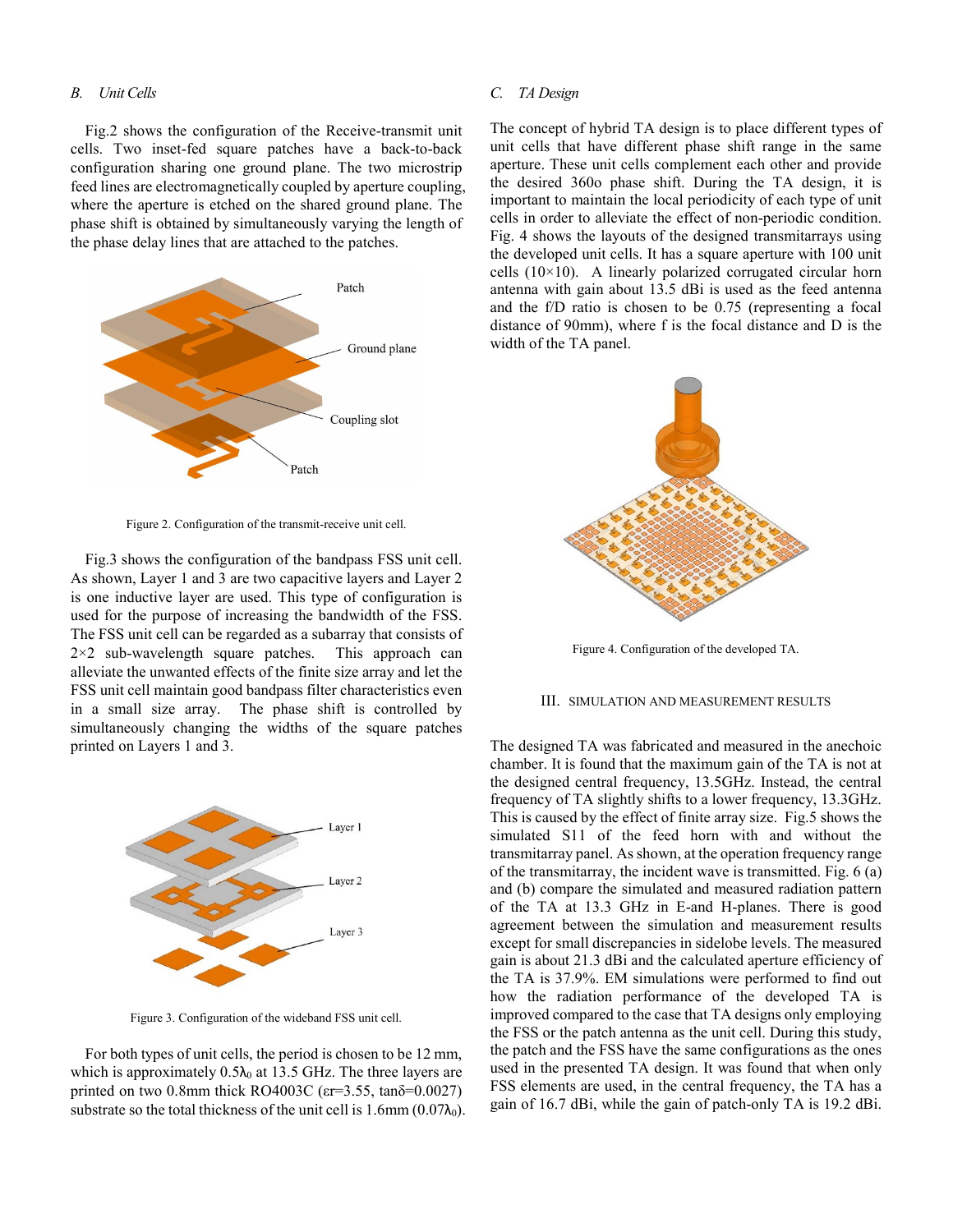### B. Unit Cells

Fig.2 shows the configuration of the Receive-transmit unit cells. Two inset-fed square patches have a back-to-back configuration sharing one ground plane. The two microstrip feed lines are electromagnetically coupled by aperture coupling, where the aperture is etched on the shared ground plane. The phase shift is obtained by simultaneously varying the length of the phase delay lines that are attached to the patches.

Figure 2. Configuration of the transmit-receive unit cell.

Fig.3 shows the configuration of the bandpass FSS unit cell. As shown, Layer 1 and 3 are two capacitive layers and Layer 2 is one inductive layer are used. This type of configuration is used for the purpose of increasing the bandwidth of the FSS. The FSS unit cell can be regarded as a subarray that consists of 2×2 sub-wavelength square patches. This approach can alleviate the unwanted effects of the finite size array and let the FSS unit cell maintain good bandpass filter characteristics even in a small size array. The phase shift is controlled by simultaneously changing the widths of the square patches printed on Layers 1 and 3.

Figure 3. Configuration of the wideband FSS unit cell.

For both types of unit cells, the period is chosen to be 12 mm, which is approximately $0.5\lambda_0$ at 13.5 GHz. The three layers are printed on two 0.8mm thick RO4003C ($\varepsilon r$=3.55, $\tan\delta$=0.0027) substrate so the total thickness of the unit cell is 1.6mm ($0.07\lambda_0$).

### C. TA Design

The concept of hybrid TA design is to place different types of unit cells that have different phase shift range in the same aperture. These unit cells complement each other and provide the desired 360o phase shift. During the TA design, it is important to maintain the local periodicity of each type of unit cells in order to alleviate the effect of non-periodic condition. Fig. 4 shows the layouts of the designed transmitarrays using the developed unit cells. It has a square aperture with 100 unit cells (10×10). A linearly polarized corrugated circular horn antenna with gain about 13.5 dBi is used as the feed antenna and the f/D ratio is chosen to be 0.75 (representing a focal distance of 90mm), where f is the focal distance and D is the width of the TA panel.

Figure 4. Configuration of the developed TA.

## III. Simulation and Measurement Results

The designed TA was fabricated and measured in the anechoic chamber. It is found that the maximum gain of the TA is not at the designed central frequency, 13.5GHz. Instead, the central frequency of TA slightly shifts to a lower frequency, 13.3GHz. This is caused by the effect of finite array size. Fig.5 shows the simulated S11 of the feed horn with and without the transmitarray panel. As shown, at the operation frequency range of the transmitarray, the incident wave is transmitted. Fig. 6 (a) and (b) compare the simulated and measured radiation pattern of the TA at 13.3 GHz in E-and H-planes. There is good agreement between the simulation and measurement results except for small discrepancies in sidelobe levels. The measured gain is about 21.3 dBi and the calculated aperture efficiency of the TA is 37.9%. EM simulations were performed to find out how the radiation performance of the developed TA is improved compared to the case that TA designs only employing the FSS or the patch antenna as the unit cell. During this study, the patch and the FSS have the same configurations as the ones used in the presented TA design. It was found that when only FSS elements are used, in the central frequency, the TA has a gain of 16.7 dBi, while the gain of patch-only TA is 19.2 dBi.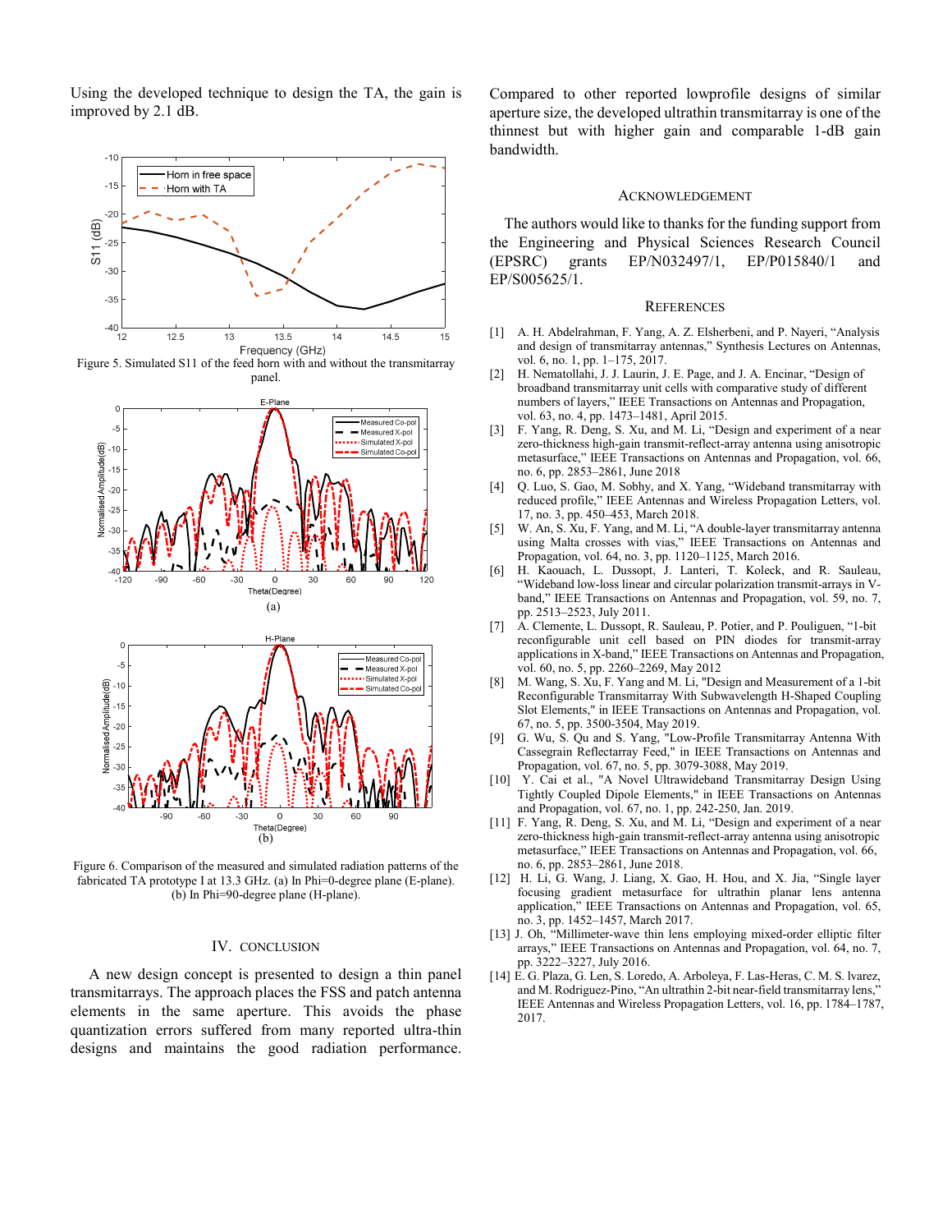Using the developed technique to design the TA, the gain is improved by 2.1 dB.

-10
-15
-20
-25
-30
-35
-40
S11 (dB)
12 12.5 13 13.5 14 14.5 15
Frequency (GHz)
Horn in free space
Horn with TA

Figure 5. Simulated S11 of the feed horn with and without the transmitarray panel.

E-Plane
Normalised Amplitude(dB)
Theta(Degree)
Measured Co-pol
Measured X-pol
Simulated X-pol
Simulated Co-pol
(a)

H-Plane
Normalised Amplitude(dB)
Theta(Degree)
Measured Co-pol
Measured X-pol
Simulated X-pol
Simulated Co-pol
(b)

Figure 6. Comparison of the measured and simulated radiation patterns of the fabricated TA prototype I at 13.3 GHz. (a) In Phi=0-degree plane (E-plane). (b) In Phi=90-degree plane (H-plane).

## IV. CONCLUSION

A new design concept is presented to design a thin panel transmitarrays. The approach places the FSS and patch antenna elements in the same aperture. This avoids the phase quantization errors suffered from many reported ultra-thin designs and maintains the good radiation performance. Compared to other reported lowprofile designs of similar aperture size, the developed ultrathin transmitarray is one of the thinnest but with higher gain and comparable 1-dB gain bandwidth.

## ACKNOWLEDGEMENT

The authors would like to thanks for the funding support from the Engineering and Physical Sciences Research Council (EPSRC) grants EP/N032497/1, EP/P015840/1 and EP/S005625/1.

## REFERENCES

[1] A. H. Abdelrahman, F. Yang, A. Z. Elsherbeni, and P. Nayeri, "Analysis and design of transmitarray antennas," Synthesis Lectures on Antennas, vol. 6, no. 1, pp. 1–175, 2017.

[2] H. Nematollahi, J. J. Laurin, J. E. Page, and J. A. Encinar, "Design of broadband transmitarray unit cells with comparative study of different numbers of layers," IEEE Transactions on Antennas and Propagation, vol. 63, no. 4, pp. 1473–1481, April 2015.

[3] F. Yang, R. Deng, S. Xu, and M. Li, "Design and experiment of a near zero-thickness high-gain transmit-reflect-array antenna using anisotropic metasurface," IEEE Transactions on Antennas and Propagation, vol. 66, no. 6, pp. 2853–2861, June 2018

[4] Q. Luo, S. Gao, M. Sobhy, and X. Yang, "Wideband transmitarray with reduced profile," IEEE Antennas and Wireless Propagation Letters, vol. 17, no. 3, pp. 450–453, March 2018.

[5] W. An, S. Xu, F. Yang, and M. Li, "A double-layer transmitarray antenna using Malta crosses with vias," IEEE Transactions on Antennas and Propagation, vol. 64, no. 3, pp. 1120–1125, March 2016.

[6] H. Kaouach, L. Dussopt, J. Lanteri, T. Koleck, and R. Sauleau, "Wideband low-loss linear and circular polarization transmit-arrays in V-band," IEEE Transactions on Antennas and Propagation, vol. 59, no. 7, pp. 2513–2523, July 2011.

[7] A. Clemente, L. Dussopt, R. Sauleau, P. Potier, and P. Pouliguen, "1-bit reconfigurable unit cell based on PIN diodes for transmit-array applications in X-band," IEEE Transactions on Antennas and Propagation, vol. 60, no. 5, pp. 2260–2269, May 2012

[8] M. Wang, S. Xu, F. Yang and M. Li, "Design and Measurement of a 1-bit Reconfigurable Transmitarray With Subwavelength H-Shaped Coupling Slot Elements," in IEEE Transactions on Antennas and Propagation, vol. 67, no. 5, pp. 3500-3504, May 2019.

[9] G. Wu, S. Qu and S. Yang, "Low-Profile Transmitarray Antenna With Cassegrain Reflectarray Feed," in IEEE Transactions on Antennas and Propagation, vol. 67, no. 5, pp. 3079-3088, May 2019.

[10] Y. Cai et al., "A Novel Ultrawideband Transmitarray Design Using Tightly Coupled Dipole Elements," in IEEE Transactions on Antennas and Propagation, vol. 67, no. 1, pp. 242-250, Jan. 2019.

[11] F. Yang, R. Deng, S. Xu, and M. Li, "Design and experiment of a near zero-thickness high-gain transmit-reflect-array antenna using anisotropic metasurface," IEEE Transactions on Antennas and Propagation, vol. 66, no. 6, pp. 2853–2861, June 2018.

[12] H. Li, G. Wang, J. Liang, X. Gao, H. Hou, and X. Jia, "Single layer focusing gradient metasurface for ultrathin planar lens antenna application," IEEE Transactions on Antennas and Propagation, vol. 65, no. 3, pp. 1452–1457, March 2017.

[13] J. Oh, "Millimeter-wave thin lens employing mixed-order elliptic filter arrays," IEEE Transactions on Antennas and Propagation, vol. 64, no. 7, pp. 3222–3227, July 2016.

[14] E. G. Plaza, G. Len, S. Loredo, A. Arboleya, F. Las-Heras, C. M. S. lvarez, and M. Rodriguez-Pino, "An ultrathin 2-bit near-field transmitarray lens," IEEE Antennas and Wireless Propagation Letters, vol. 16, pp. 1784–1787, 2017.